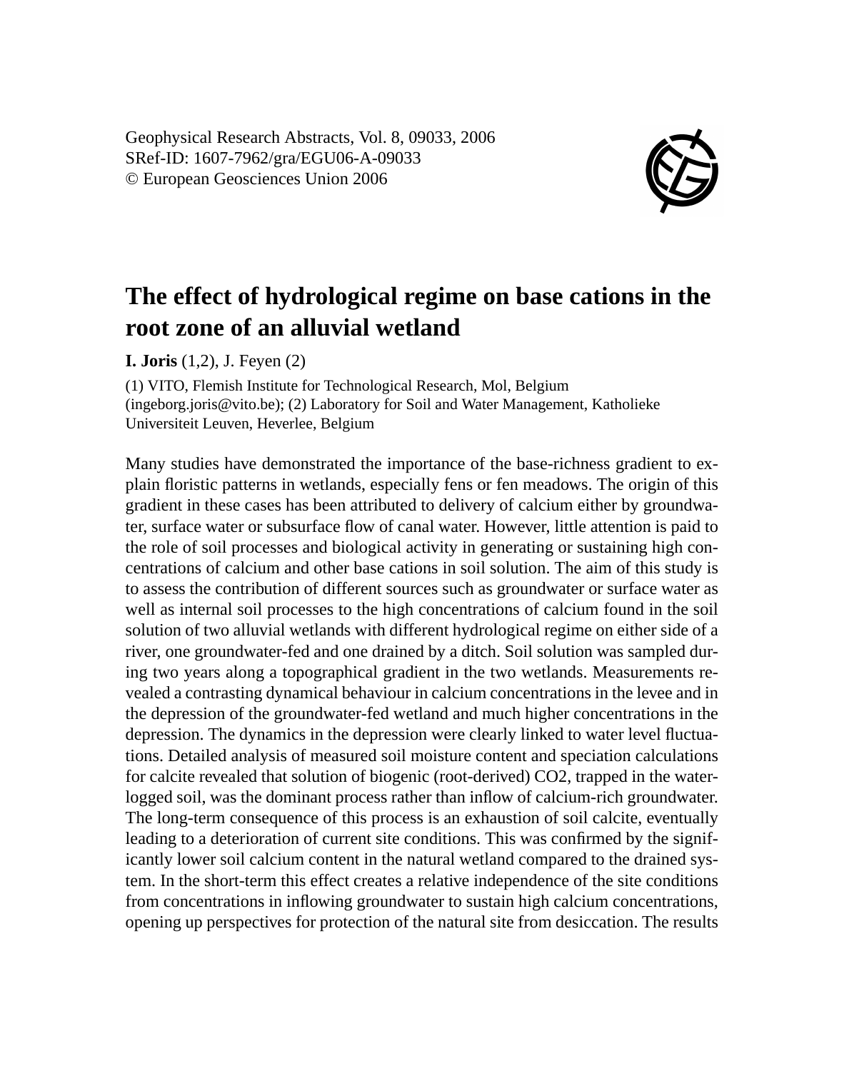Geophysical Research Abstracts, Vol. 8, 09033, 2006
SRef-ID: 1607-7962/gra/EGU06-A-09033
© European Geosciences Union 2006

# The effect of hydrological regime on base cations in the root zone of an alluvial wetland

**I. Joris** (1,2), J. Feyen (2)

(1) VITO, Flemish Institute for Technological Research, Mol, Belgium (ingeborg.joris@vito.be); (2) Laboratory for Soil and Water Management, Katholieke Universiteit Leuven, Heverlee, Belgium

Many studies have demonstrated the importance of the base-richness gradient to explain floristic patterns in wetlands, especially fens or fen meadows. The origin of this gradient in these cases has been attributed to delivery of calcium either by groundwater, surface water or subsurface flow of canal water. However, little attention is paid to the role of soil processes and biological activity in generating or sustaining high concentrations of calcium and other base cations in soil solution. The aim of this study is to assess the contribution of different sources such as groundwater or surface water as well as internal soil processes to the high concentrations of calcium found in the soil solution of two alluvial wetlands with different hydrological regime on either side of a river, one groundwater-fed and one drained by a ditch. Soil solution was sampled during two years along a topographical gradient in the two wetlands. Measurements revealed a contrasting dynamical behaviour in calcium concentrations in the levee and in the depression of the groundwater-fed wetland and much higher concentrations in the depression. The dynamics in the depression were clearly linked to water level fluctuations. Detailed analysis of measured soil moisture content and speciation calculations for calcite revealed that solution of biogenic (root-derived) $CO_2$, trapped in the waterlogged soil, was the dominant process rather than inflow of calcium-rich groundwater. The long-term consequence of this process is an exhaustion of soil calcite, eventually leading to a deterioration of current site conditions. This was confirmed by the significantly lower soil calcium content in the natural wetland compared to the drained system. In the short-term this effect creates a relative independence of the site conditions from concentrations in inflowing groundwater to sustain high calcium concentrations, opening up perspectives for protection of the natural site from desiccation. The results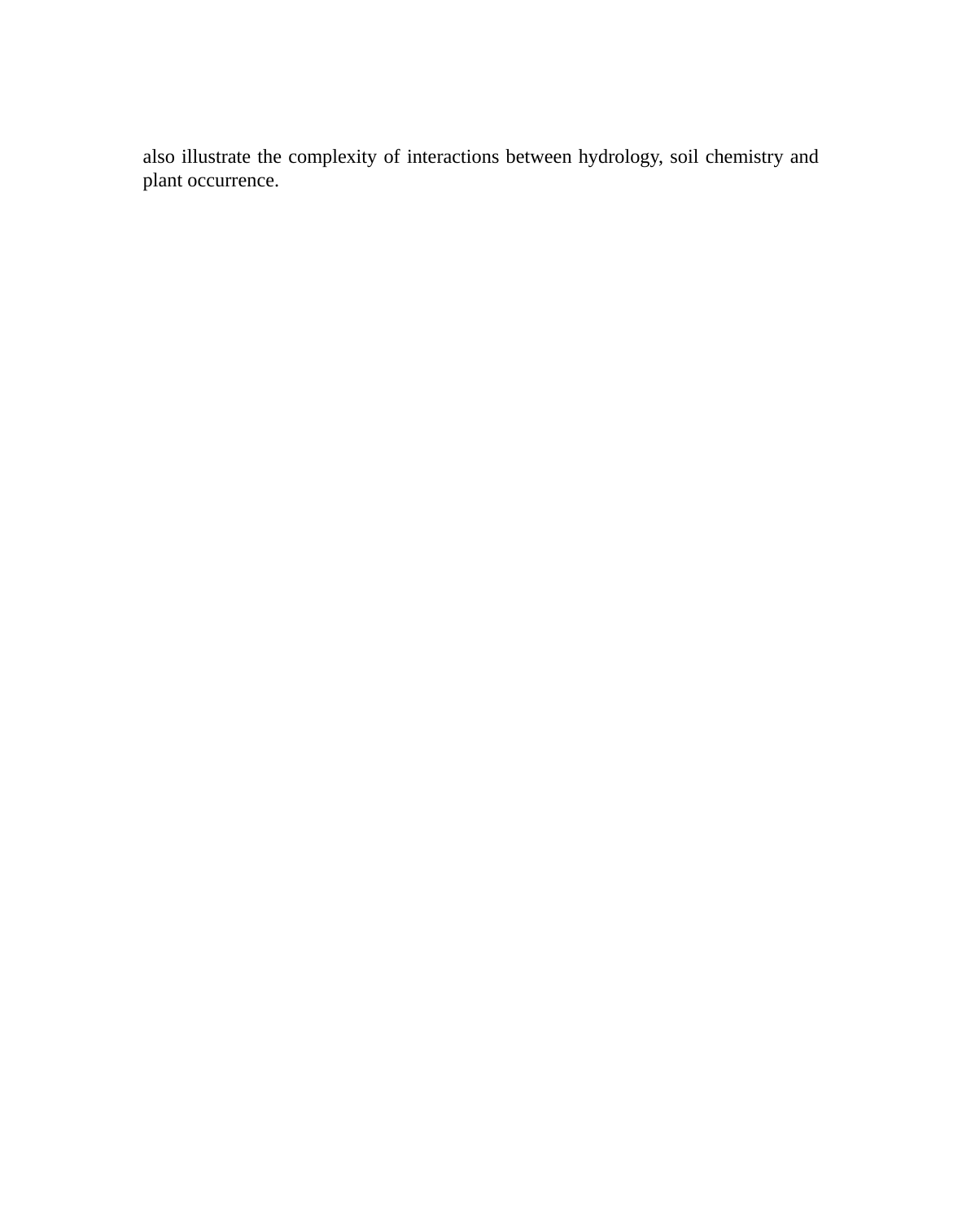also illustrate the complexity of interactions between hydrology, soil chemistry and plant occurrence.